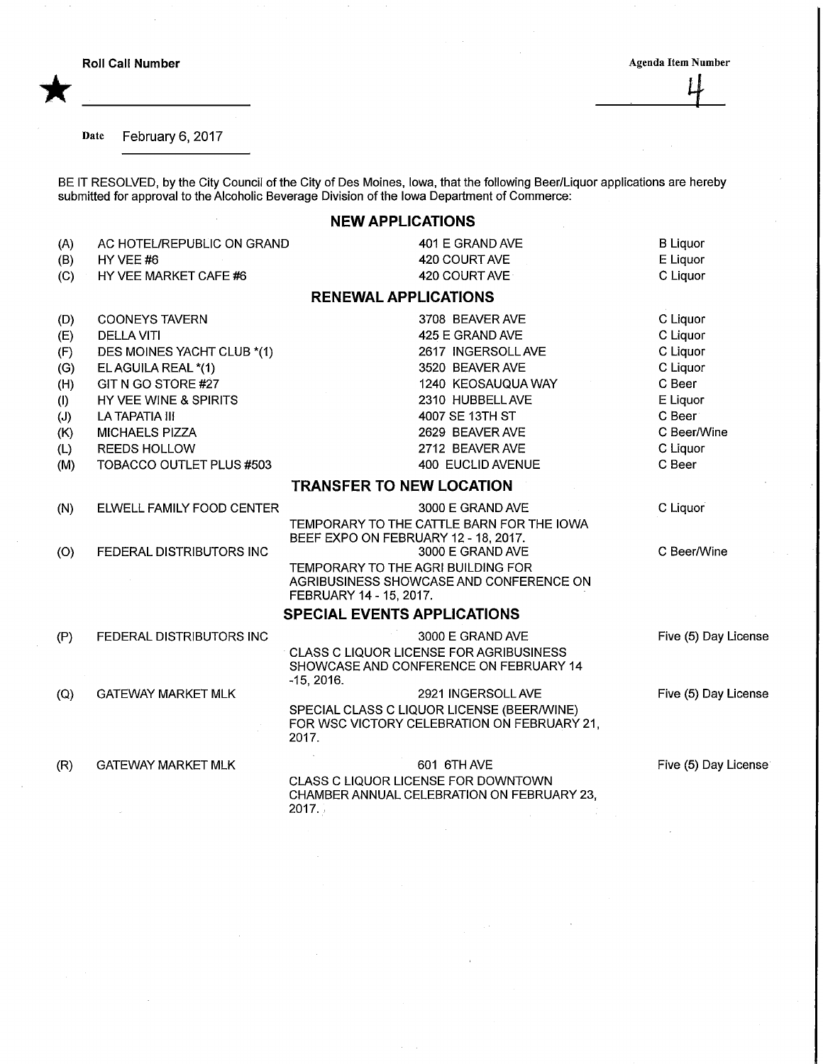Roll Call Number

★ ____________________

Agenda Item Number

4

Date February 6, 2017

BE IT RESOLVED, by the City Council of the City of Des Moines, Iowa, that the following Beer/Liquor applications are hereby submitted for approval to the Alcoholic Beverage Division of the Iowa Department of Commerce:

## NEW APPLICATIONS

| | | | |
|---|---|---|---|
| (A) | AC HOTEL/REPUBLIC ON GRAND | 401 E GRAND AVE | B Liquor |
| (B) | HY VEE #6 | 420 COURT AVE | E Liquor |
| (C) | HY VEE MARKET CAFE #6 | 420 COURT AVE | C Liquor |

## RENEWAL APPLICATIONS

| | | | |
|---|---|---|---|
| (D) | COONEYS TAVERN | 3708 BEAVER AVE | C Liquor |
| (E) | DELLA VITI | 425 E GRAND AVE | C Liquor |
| (F) | DES MOINES YACHT CLUB *(1) | 2617 INGERSOLL AVE | C Liquor |
| (G) | EL AGUILA REAL *(1) | 3520 BEAVER AVE | C Liquor |
| (H) | GIT N GO STORE #27 | 1240 KEOSAUQUA WAY | C Beer |
| (I) | HY VEE WINE & SPIRITS | 2310 HUBBELL AVE | E Liquor |
| (J) | LA TAPATIA III | 4007 SE 13TH ST | C Beer |
| (K) | MICHAELS PIZZA | 2629 BEAVER AVE | C Beer/Wine |
| (L) | REEDS HOLLOW | 2712 BEAVER AVE | C Liquor |
| (M) | TOBACCO OUTLET PLUS #503 | 400 EUCLID AVENUE | C Beer |

## TRANSFER TO NEW LOCATION

| | | | |
|---|---|---|---|
| (N) | ELWELL FAMILY FOOD CENTER | 3000 E GRAND AVE<br>TEMPORARY TO THE CATTLE BARN FOR THE IOWA BEEF EXPO ON FEBRUARY 12 - 18, 2017. | C Liquor |
| (O) | FEDERAL DISTRIBUTORS INC | 3000 E GRAND AVE<br>TEMPORARY TO THE AGRI BUILDING FOR AGRIBUSINESS SHOWCASE AND CONFERENCE ON FEBRUARY 14 - 15, 2017. | C Beer/Wine |

## SPECIAL EVENTS APPLICATIONS

| | | | |
|---|---|---|---|
| (P) | FEDERAL DISTRIBUTORS INC | 3000 E GRAND AVE<br>CLASS C LIQUOR LICENSE FOR AGRIBUSINESS SHOWCASE AND CONFERENCE ON FEBRUARY 14 -15, 2016. | Five (5) Day License |
| (Q) | GATEWAY MARKET MLK | 2921 INGERSOLL AVE<br>SPECIAL CLASS C LIQUOR LICENSE (BEER/WINE) FOR WSC VICTORY CELEBRATION ON FEBRUARY 21, 2017. | Five (5) Day License |
| (R) | GATEWAY MARKET MLK | 601 6TH AVE<br>CLASS C LIQUOR LICENSE FOR DOWNTOWN CHAMBER ANNUAL CELEBRATION ON FEBRUARY 23, 2017. | Five (5) Day License |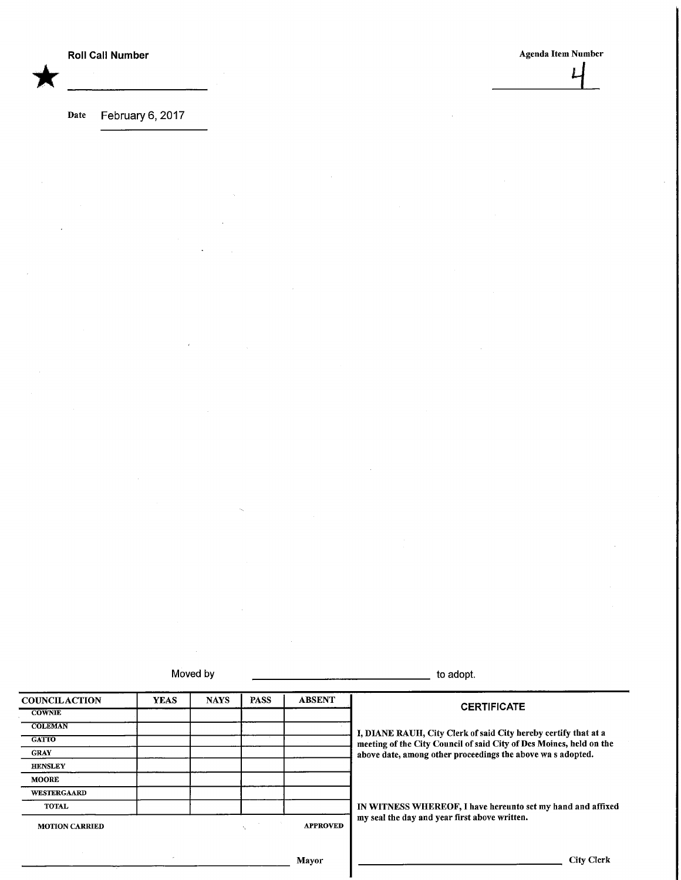★ **Roll Call Number** ____________________

**Agenda Item Number**

4

**Date** February 6, 2017

Moved by ______________________________ to adopt.

| COUNCIL ACTION | YEAS | NAYS | PASS | ABSENT |
|---|---|---|---|---|
| COWNIE | | | | |
| COLEMAN | | | | |
| GATTO | | | | |
| GRAY | | | | |
| HENSLEY | | | | |
| MOORE | | | | |
| WESTERGAARD | | | | |
| TOTAL | | | | |

MOTION CARRIED APPROVED

______________________________ Mayor

**CERTIFICATE**

I, DIANE RAUH, City Clerk of said City hereby certify that at a meeting of the City Council of said City of Des Moines, held on the above date, among other proceedings the above wa s adopted.

IN WITNESS WHEREOF, I have hereunto set my hand and affixed my seal the day and year first above written.

______________________________ City Clerk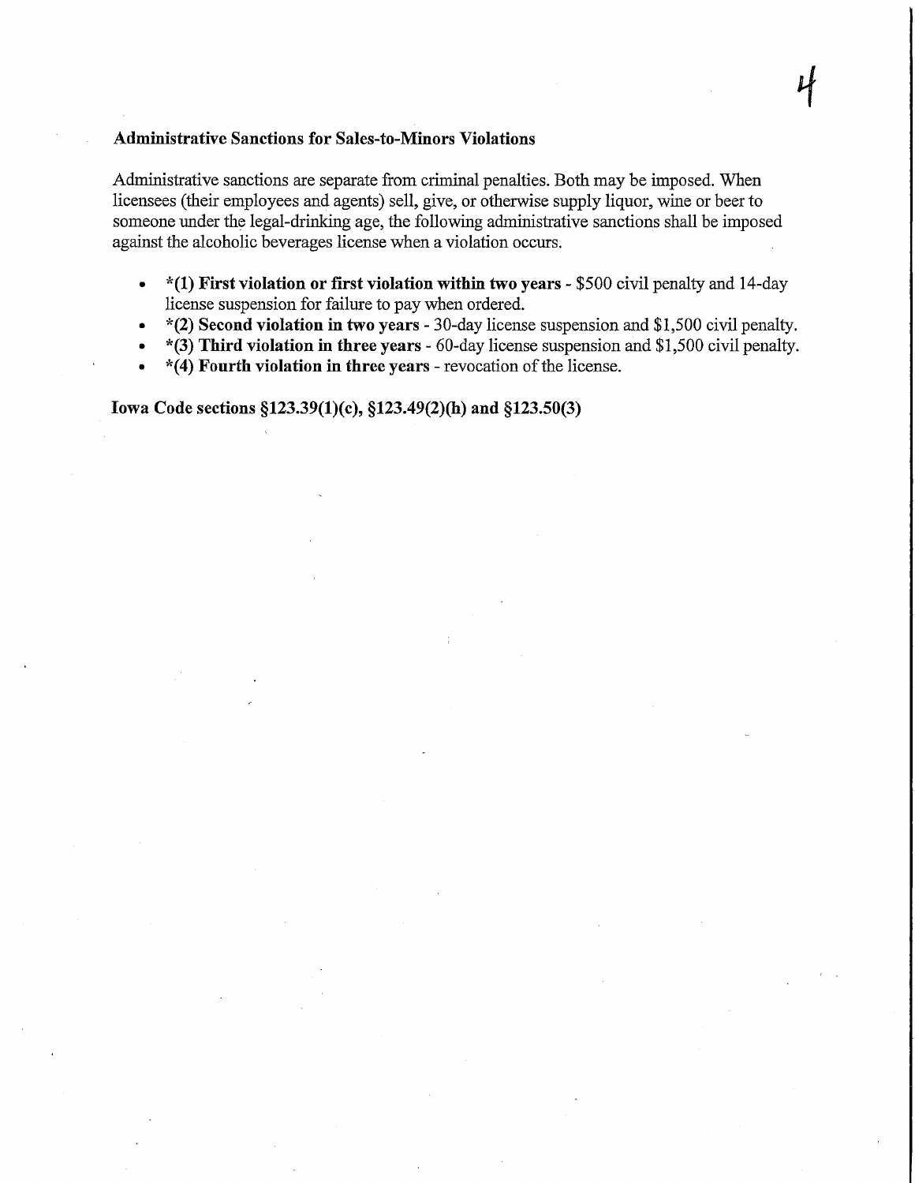**Administrative Sanctions for Sales-to-Minors Violations**

Administrative sanctions are separate from criminal penalties. Both may be imposed. When licensees (their employees and agents) sell, give, or otherwise supply liquor, wine or beer to someone under the legal-drinking age, the following administrative sanctions shall be imposed against the alcoholic beverages license when a violation occurs.

- ***(1) First violation or first violation within two years** - $500 civil penalty and 14-day license suspension for failure to pay when ordered.
- ***(2) Second violation in two years** - 30-day license suspension and $1,500 civil penalty.
- ***(3) Third violation in three years** - 60-day license suspension and $1,500 civil penalty.
- ***(4) Fourth violation in three years** - revocation of the license.

**Iowa Code sections §123.39(1)(c), §123.49(2)(h) and §123.50(3)**